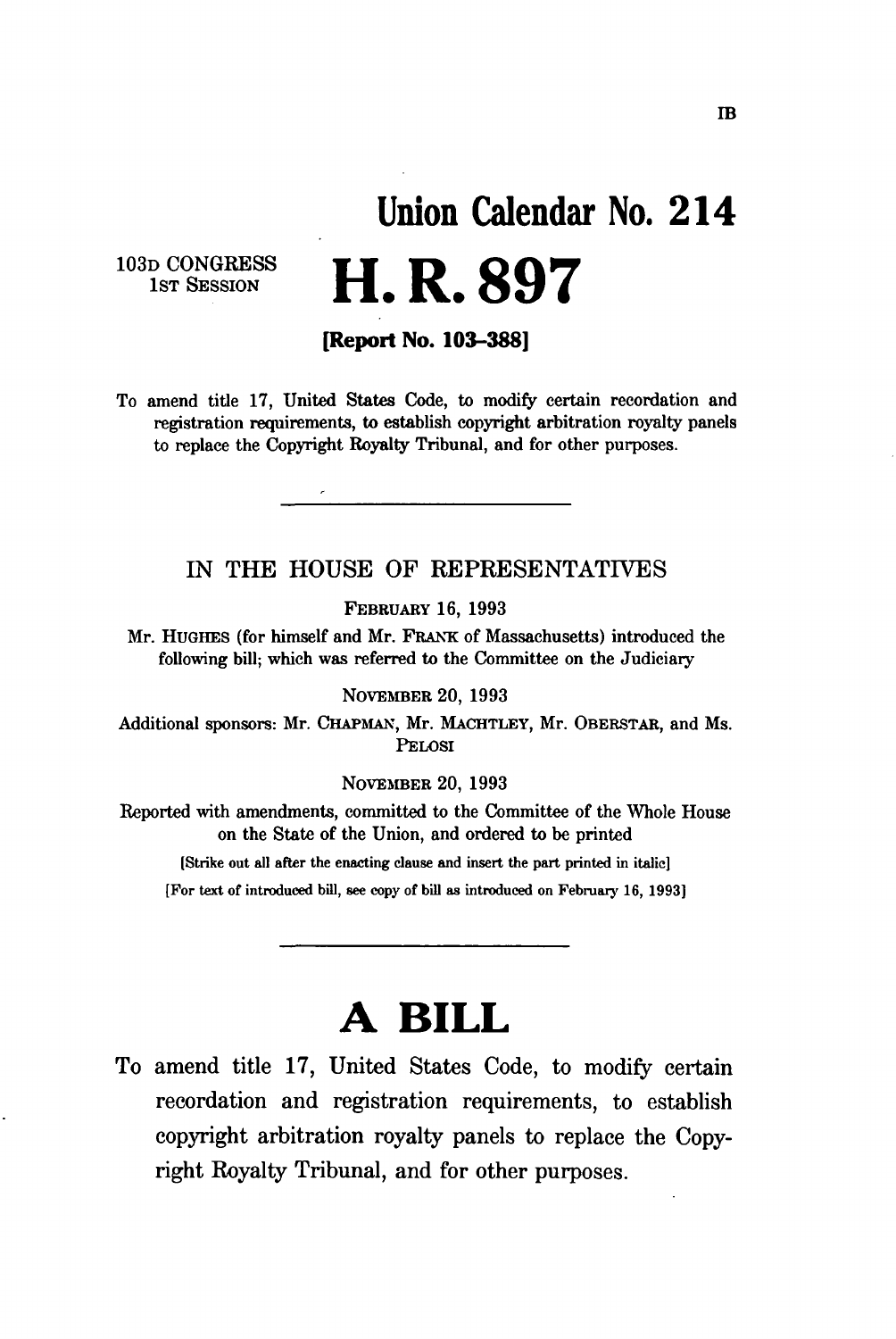IB

# Union Calendar No. 214

103D CONGRESS
1ST SESSION

# H. R. 897

**[Report No. 103–388]**

To amend title 17, United States Code, to modify certain recordation and registration requirements, to establish copyright arbitration royalty panels to replace the Copyright Royalty Tribunal, and for other purposes.

---

IN THE HOUSE OF REPRESENTATIVES

FEBRUARY 16, 1993

Mr. HUGHES (for himself and Mr. FRANK of Massachusetts) introduced the following bill; which was referred to the Committee on the Judiciary

NOVEMBER 20, 1993

Additional sponsors: Mr. CHAPMAN, Mr. MACHTLEY, Mr. OBERSTAR, and Ms. PELOSI

NOVEMBER 20, 1993

Reported with amendments, committed to the Committee of the Whole House on the State of the Union, and ordered to be printed

[Strike out all after the enacting clause and insert the part printed in italic]

[For text of introduced bill, see copy of bill as introduced on February 16, 1993]

---

# A BILL

To amend title 17, United States Code, to modify certain recordation and registration requirements, to establish copyright arbitration royalty panels to replace the Copyright Royalty Tribunal, and for other purposes.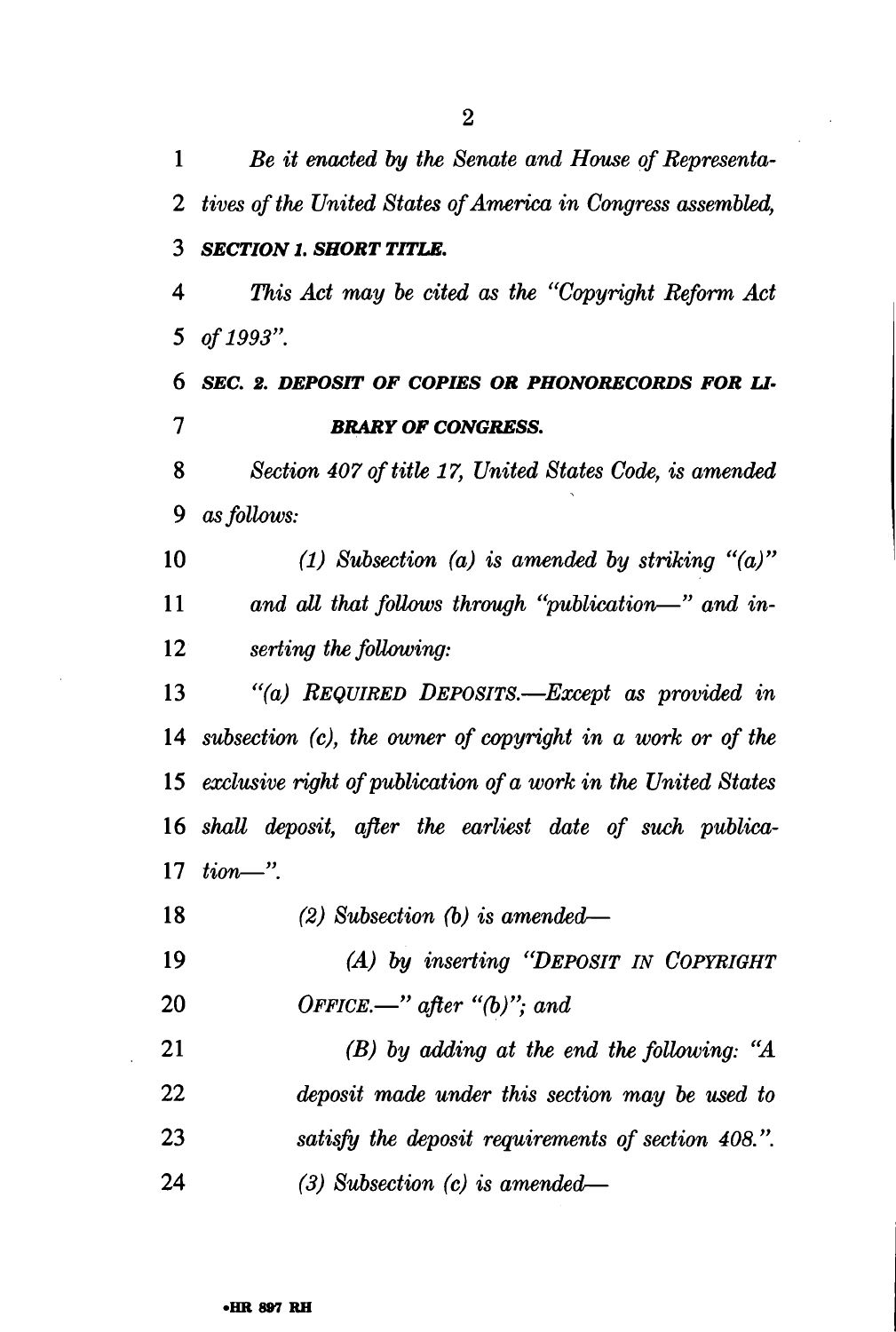*Be it enacted by the Senate and House of Representatives of the United States of America in Congress assembled,*

***SECTION 1. SHORT TITLE.***

*This Act may be cited as the "Copyright Reform Act of 1993".*

***SEC. 2. DEPOSIT OF COPIES OR PHONORECORDS FOR LIBRARY OF CONGRESS.***

*Section 407 of title 17, United States Code, is amended as follows:*

*(1) Subsection (a) is amended by striking "(a)" and all that follows through "publication—" and inserting the following:*

*"(a) REQUIRED DEPOSITS.—Except as provided in subsection (c), the owner of copyright in a work or of the exclusive right of publication of a work in the United States shall deposit, after the earliest date of such publication—".*

*(2) Subsection (b) is amended—*

*(A) by inserting "DEPOSIT IN COPYRIGHT OFFICE.—" after "(b)"; and*

*(B) by adding at the end the following: "A deposit made under this section may be used to satisfy the deposit requirements of section 408.".*

*(3) Subsection (c) is amended—*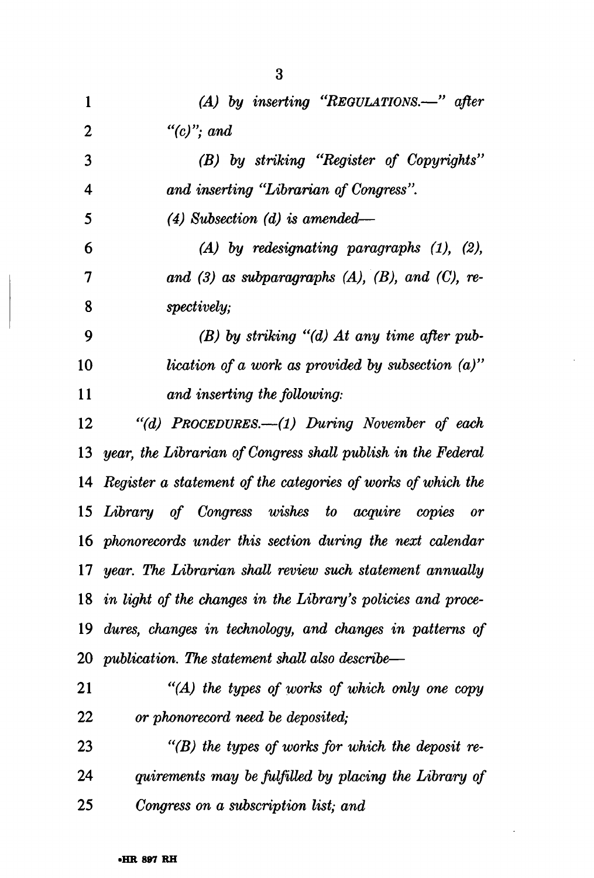(A) by inserting "REGULATIONS.—" after "(c)"; and

(B) by striking "Register of Copyrights" and inserting "Librarian of Congress".

(4) Subsection (d) is amended—

(A) by redesignating paragraphs (1), (2), and (3) as subparagraphs (A), (B), and (C), respectively;

(B) by striking "(d) At any time after publication of a work as provided by subsection (a)" and inserting the following:

"(d) PROCEDURES.—(1) During November of each year, the Librarian of Congress shall publish in the Federal Register a statement of the categories of works of which the Library of Congress wishes to acquire copies or phonorecords under this section during the next calendar year. The Librarian shall review such statement annually in light of the changes in the Library's policies and procedures, changes in technology, and changes in patterns of publication. The statement shall also describe—

"(A) the types of works of which only one copy or phonorecord need be deposited;

"(B) the types of works for which the deposit requirements may be fulfilled by placing the Library of Congress on a subscription list; and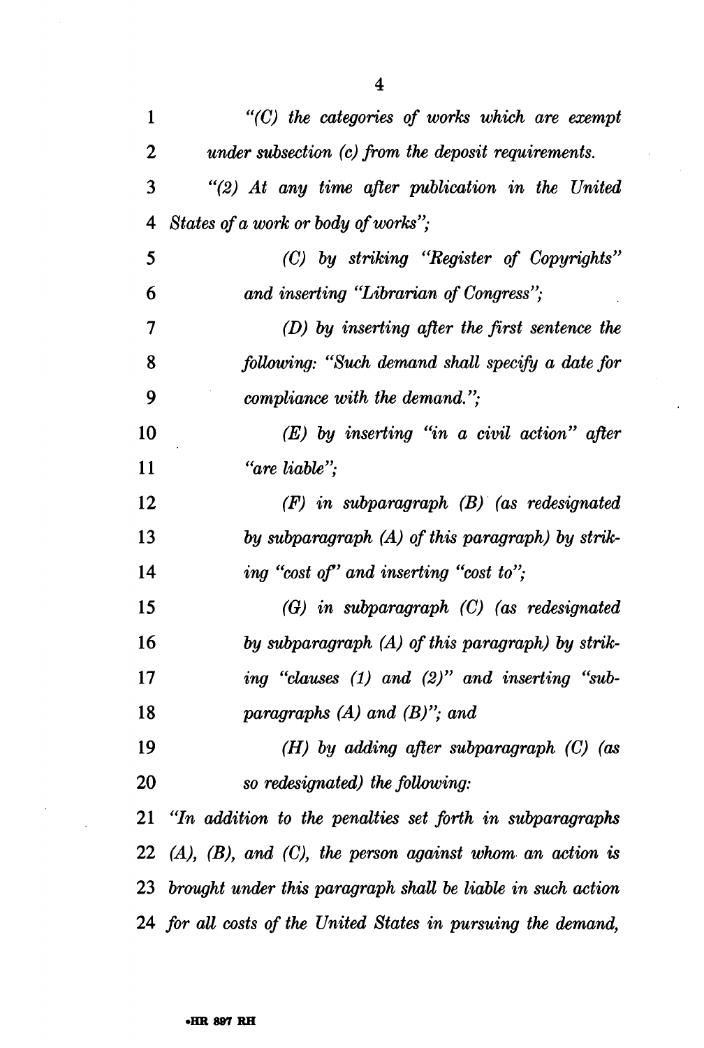*"(C) the categories of works which are exempt under subsection (c) from the deposit requirements.*

*"(2) At any time after publication in the United States of a work or body of works";*

*(C) by striking "Register of Copyrights" and inserting "Librarian of Congress";*

*(D) by inserting after the first sentence the following: "Such demand shall specify a date for compliance with the demand.";*

*(E) by inserting "in a civil action" after "are liable";*

*(F) in subparagraph (B) (as redesignated by subparagraph (A) of this paragraph) by striking "cost of" and inserting "cost to";*

*(G) in subparagraph (C) (as redesignated by subparagraph (A) of this paragraph) by striking "clauses (1) and (2)" and inserting "subparagraphs (A) and (B)"; and*

*(H) by adding after subparagraph (C) (as so redesignated) the following:*

*"In addition to the penalties set forth in subparagraphs (A), (B), and (C), the person against whom an action is brought under this paragraph shall be liable in such action for all costs of the United States in pursuing the demand,*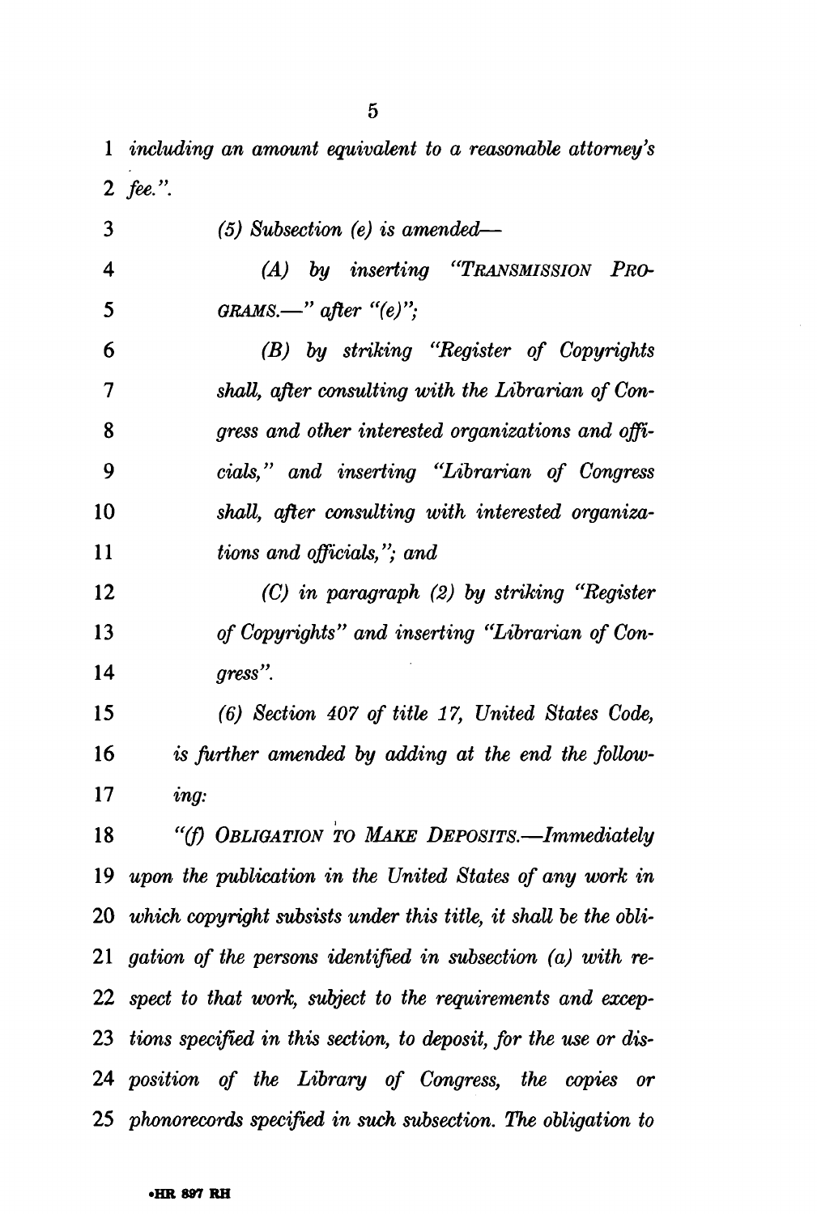*including an amount equivalent to a reasonable attorney's fee.".*

*(5) Subsection (e) is amended—*

*(A) by inserting "TRANSMISSION PROGRAMS.—" after "(e)";*

*(B) by striking "Register of Copyrights shall, after consulting with the Librarian of Congress and other interested organizations and officials," and inserting "Librarian of Congress shall, after consulting with interested organizations and officials,"; and*

*(C) in paragraph (2) by striking "Register of Copyrights" and inserting "Librarian of Congress".*

*(6) Section 407 of title 17, United States Code, is further amended by adding at the end the following:*

*"(f) OBLIGATION TO MAKE DEPOSITS.—Immediately upon the publication in the United States of any work in which copyright subsists under this title, it shall be the obligation of the persons identified in subsection (a) with respect to that work, subject to the requirements and exceptions specified in this section, to deposit, for the use or disposition of the Library of Congress, the copies or phonorecords specified in such subsection. The obligation to*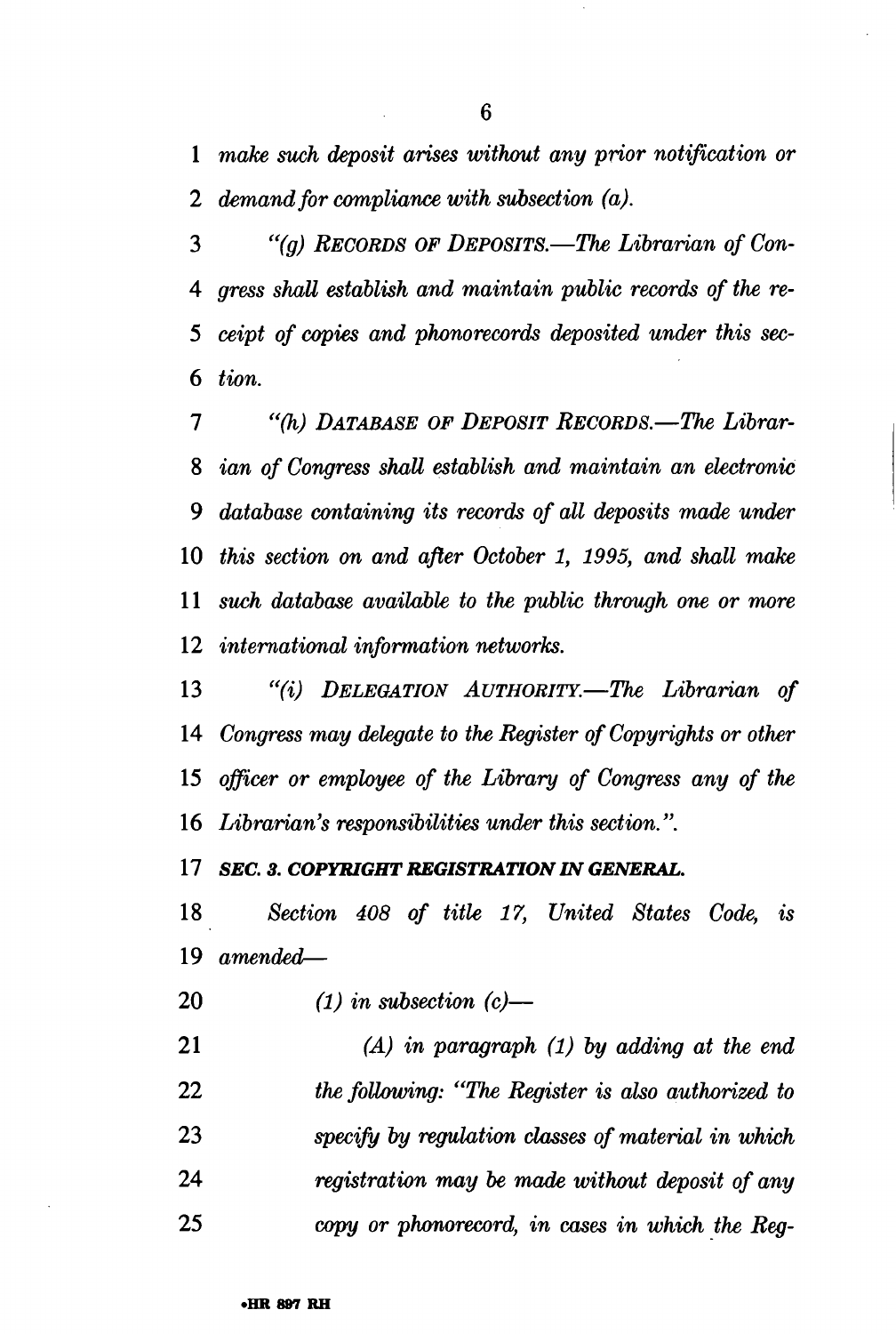*make such deposit arises without any prior notification or demand for compliance with subsection (a).*

*"(g) RECORDS OF DEPOSITS.—The Librarian of Congress shall establish and maintain public records of the receipt of copies and phonorecords deposited under this section.*

*"(h) DATABASE OF DEPOSIT RECORDS.—The Librarian of Congress shall establish and maintain an electronic database containing its records of all deposits made under this section on and after October 1, 1995, and shall make such database available to the public through one or more international information networks.*

*"(i) DELEGATION AUTHORITY.—The Librarian of Congress may delegate to the Register of Copyrights or other officer or employee of the Library of Congress any of the Librarian's responsibilities under this section.".*

***SEC. 3. COPYRIGHT REGISTRATION IN GENERAL.***

*Section 408 of title 17, United States Code, is amended—*

*(1) in subsection (c)—*

*(A) in paragraph (1) by adding at the end the following: "The Register is also authorized to specify by regulation classes of material in which registration may be made without deposit of any copy or phonorecord, in cases in which the Reg-*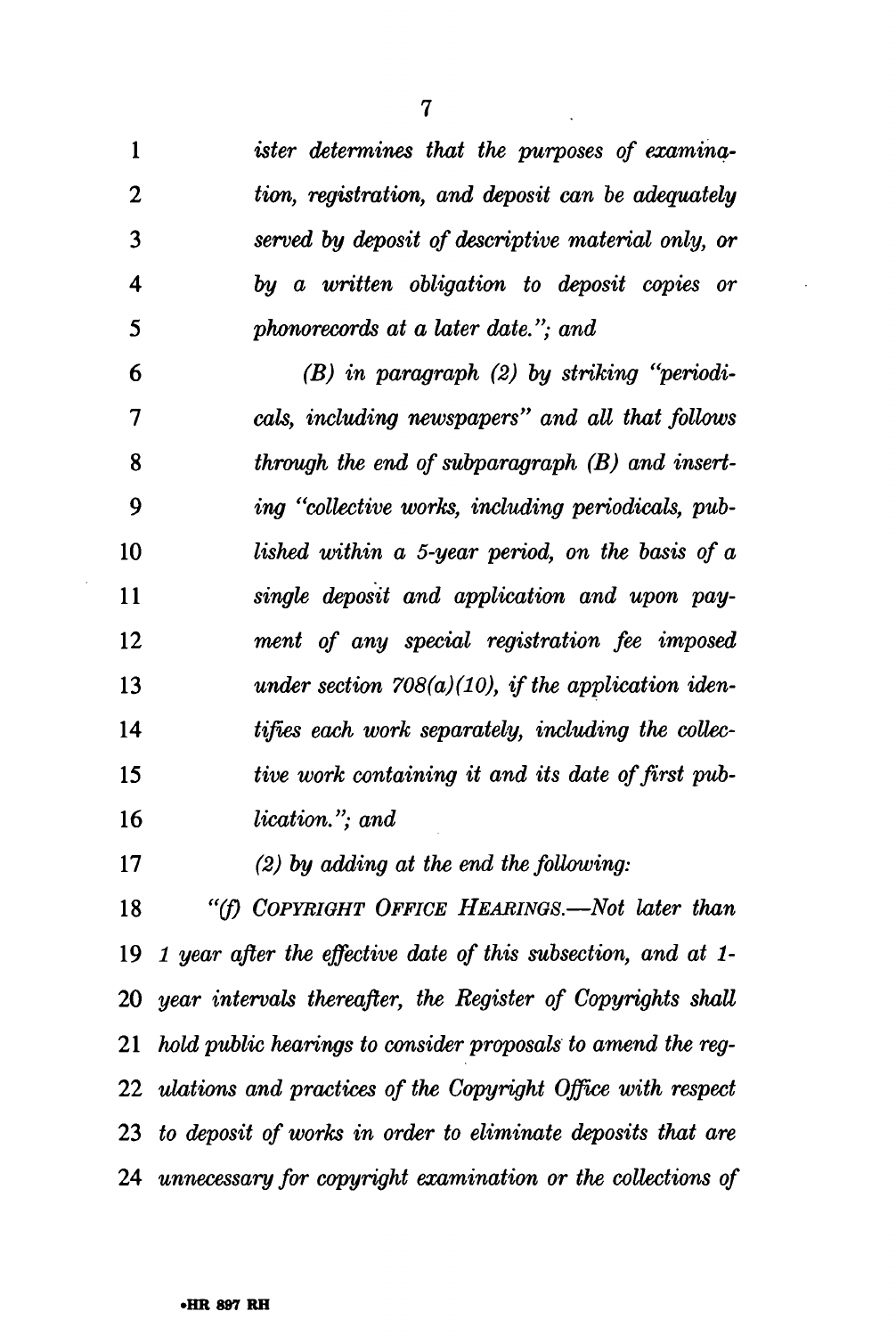*ister determines that the purposes of examination, registration, and deposit can be adequately served by deposit of descriptive material only, or by a written obligation to deposit copies or phonorecords at a later date."; and*

*(B) in paragraph (2) by striking "periodicals, including newspapers" and all that follows through the end of subparagraph (B) and inserting "collective works, including periodicals, published within a 5-year period, on the basis of a single deposit and application and upon payment of any special registration fee imposed under section 708(a)(10), if the application identifies each work separately, including the collective work containing it and its date of first publication."; and*

*(2) by adding at the end the following:*

*"(f) COPYRIGHT OFFICE HEARINGS.—Not later than 1 year after the effective date of this subsection, and at 1-year intervals thereafter, the Register of Copyrights shall hold public hearings to consider proposals to amend the regulations and practices of the Copyright Office with respect to deposit of works in order to eliminate deposits that are unnecessary for copyright examination or the collections of*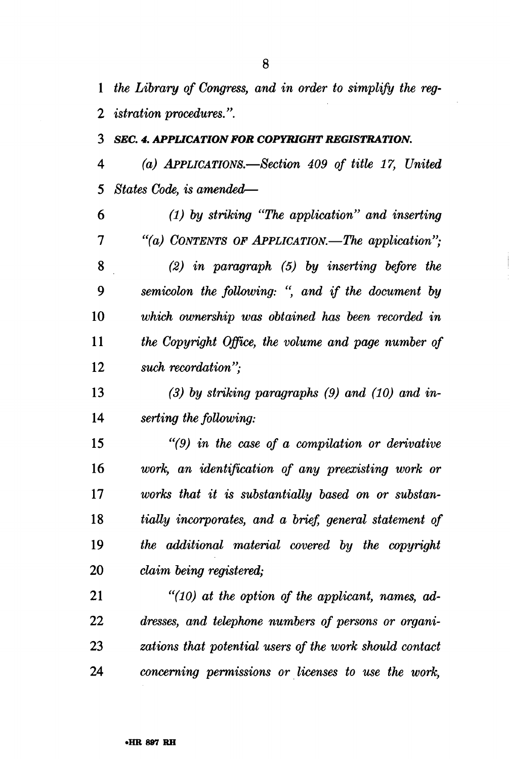*the Library of Congress, and in order to simplify the registration procedures.".*

***SEC. 4. APPLICATION FOR COPYRIGHT REGISTRATION.***

*(a) APPLICATIONS.—Section 409 of title 17, United States Code, is amended—*

*(1) by striking "The application" and inserting "(a) CONTENTS OF APPLICATION.—The application";*

*(2) in paragraph (5) by inserting before the semicolon the following: ", and if the document by which ownership was obtained has been recorded in the Copyright Office, the volume and page number of such recordation";*

*(3) by striking paragraphs (9) and (10) and inserting the following:*

*"(9) in the case of a compilation or derivative work, an identification of any preexisting work or works that it is substantially based on or substantially incorporates, and a brief, general statement of the additional material covered by the copyright claim being registered;*

*"(10) at the option of the applicant, names, addresses, and telephone numbers of persons or organizations that potential users of the work should contact concerning permissions or licenses to use the work,*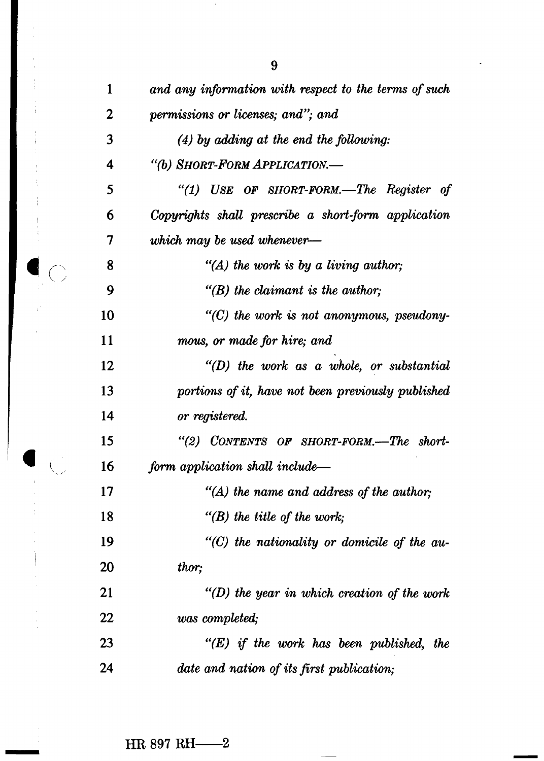*and any information with respect to the terms of such permissions or licenses; and"; and*

*(4) by adding at the end the following:*

*"(b) SHORT-FORM APPLICATION.—*

*"(1) USE OF SHORT-FORM.—The Register of Copyrights shall prescribe a short-form application which may be used whenever—*

*"(A) the work is by a living author;*

*"(B) the claimant is the author;*

*"(C) the work is not anonymous, pseudonymous, or made for hire; and*

*"(D) the work as a whole, or substantial portions of it, have not been previously published or registered.*

*"(2) CONTENTS OF SHORT-FORM.—The short-form application shall include—*

*"(A) the name and address of the author;*

*"(B) the title of the work;*

*"(C) the nationality or domicile of the author;*

*"(D) the year in which creation of the work was completed;*

*"(E) if the work has been published, the date and nation of its first publication;*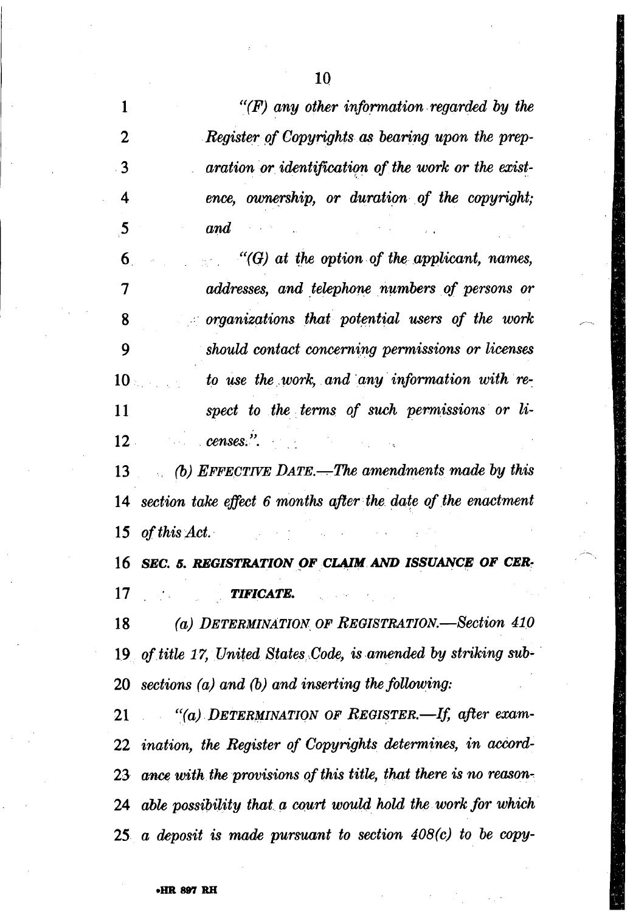*"(F) any other information regarded by the Register of Copyrights as bearing upon the preparation or identification of the work or the existence, ownership, or duration of the copyright; and*

*"(G) at the option of the applicant, names, addresses, and telephone numbers of persons or organizations that potential users of the work should contact concerning permissions or licenses to use the work, and any information with respect to the terms of such permissions or licenses.".*

*(b) EFFECTIVE DATE.—The amendments made by this section take effect 6 months after the date of the enactment of this Act.*

***SEC. 5. REGISTRATION OF CLAIM AND ISSUANCE OF CERTIFICATE.***

*(a) DETERMINATION OF REGISTRATION.—Section 410 of title 17, United States Code, is amended by striking subsections (a) and (b) and inserting the following:*

*"(a) DETERMINATION OF REGISTER.—If, after examination, the Register of Copyrights determines, in accordance with the provisions of this title, that there is no reasonable possibility that a court would hold the work for which a deposit is made pursuant to section 408(c) to be copy-*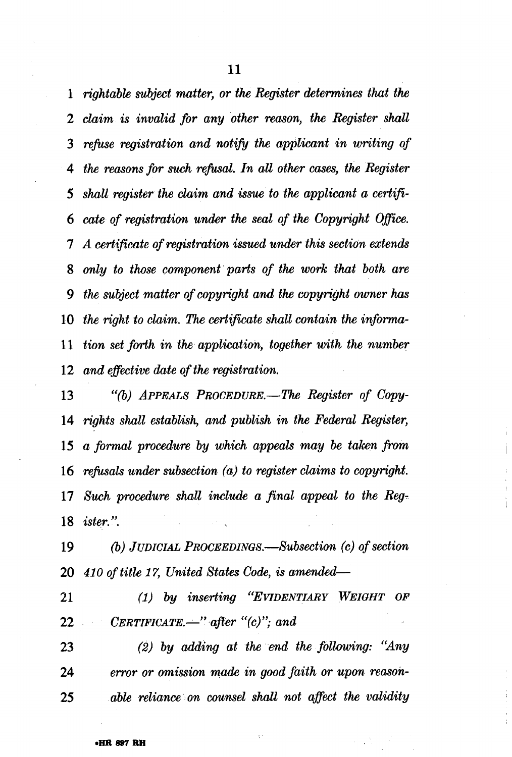*rightable subject matter, or the Register determines that the claim is invalid for any other reason, the Register shall refuse registration and notify the applicant in writing of the reasons for such refusal. In all other cases, the Register shall register the claim and issue to the applicant a certificate of registration under the seal of the Copyright Office. A certificate of registration issued under this section extends only to those component parts of the work that both are the subject matter of copyright and the copyright owner has the right to claim. The certificate shall contain the information set forth in the application, together with the number and effective date of the registration.*

*"(b) APPEALS PROCEDURE.—The Register of Copyrights shall establish, and publish in the Federal Register, a formal procedure by which appeals may be taken from refusals under subsection (a) to register claims to copyright. Such procedure shall include a final appeal to the Register.".*

*(b) JUDICIAL PROCEEDINGS.—Subsection (c) of section 410 of title 17, United States Code, is amended—*

*(1) by inserting "EVIDENTIARY WEIGHT OF CERTIFICATE.—" after "(c)"; and*

*(2) by adding at the end the following: "Any error or omission made in good faith or upon reasonable reliance on counsel shall not affect the validity*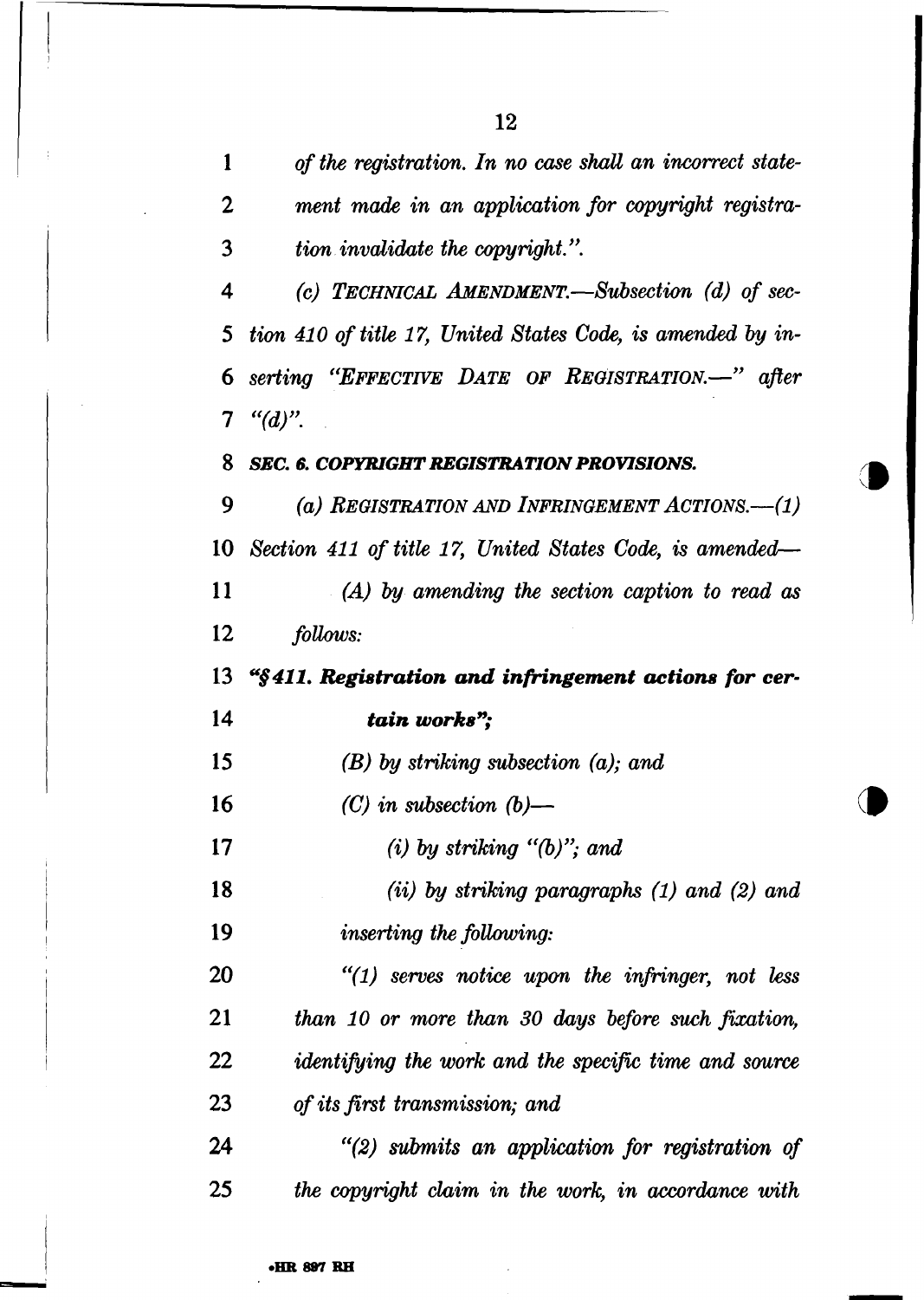*of the registration. In no case shall an incorrect statement made in an application for copyright registration invalidate the copyright.".*

*(c) TECHNICAL AMENDMENT.—Subsection (d) of section 410 of title 17, United States Code, is amended by inserting "EFFECTIVE DATE OF REGISTRATION.—" after "(d)".*

***SEC. 6. COPYRIGHT REGISTRATION PROVISIONS.***

*(a) REGISTRATION AND INFRINGEMENT ACTIONS.—(1) Section 411 of title 17, United States Code, is amended—*

*(A) by amending the section caption to read as follows:*

***"§411. Registration and infringement actions for certain works";***

*(B) by striking subsection (a); and*

*(C) in subsection (b)—*

*(i) by striking "(b)"; and*

*(ii) by striking paragraphs (1) and (2) and inserting the following:*

*"(1) serves notice upon the infringer, not less than 10 or more than 30 days before such fixation, identifying the work and the specific time and source of its first transmission; and*

*"(2) submits an application for registration of the copyright claim in the work, in accordance with*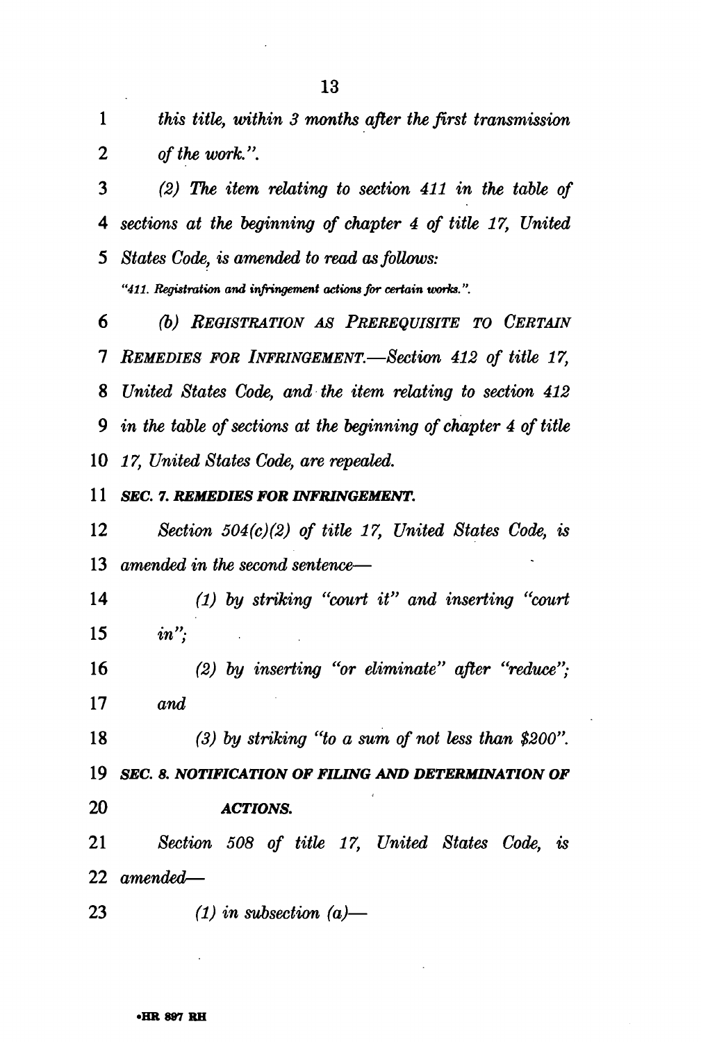*this title, within 3 months after the first transmission of the work.".*

*(2) The item relating to section 411 in the table of sections at the beginning of chapter 4 of title 17, United States Code, is amended to read as follows:*

*"411. Registration and infringement actions for certain works.".*

*(b) REGISTRATION AS PREREQUISITE TO CERTAIN REMEDIES FOR INFRINGEMENT.—Section 412 of title 17, United States Code, and the item relating to section 412 in the table of sections at the beginning of chapter 4 of title 17, United States Code, are repealed.*

***SEC. 7. REMEDIES FOR INFRINGEMENT.***

*Section 504(c)(2) of title 17, United States Code, is amended in the second sentence—*

*(1) by striking "court it" and inserting "court in";*

*(2) by inserting "or eliminate" after "reduce"; and*

*(3) by striking "to a sum of not less than $200".*

***SEC. 8. NOTIFICATION OF FILING AND DETERMINATION OF ACTIONS.***

*Section 508 of title 17, United States Code, is amended—*

*(1) in subsection (a)—*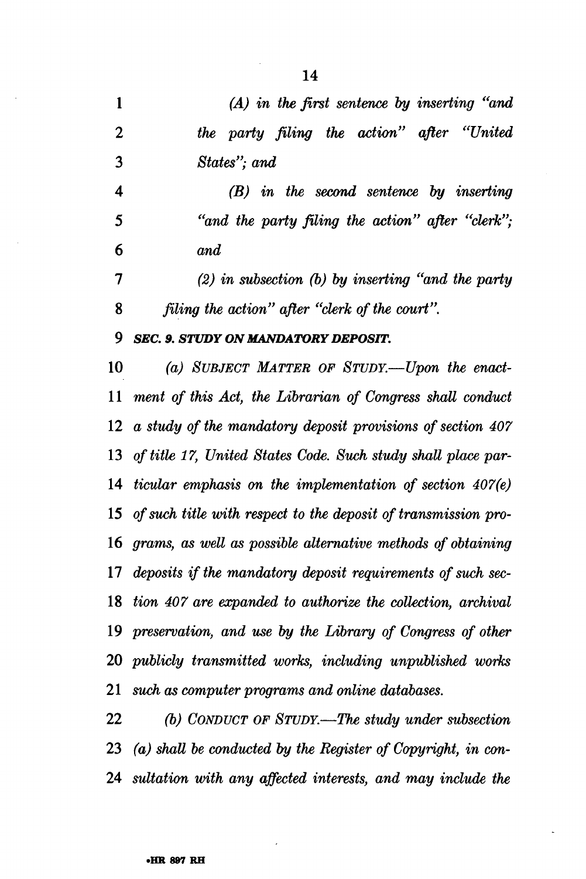*(A) in the first sentence by inserting "and the party filing the action" after "United States"; and*

*(B) in the second sentence by inserting "and the party filing the action" after "clerk"; and*

*(2) in subsection (b) by inserting "and the party filing the action" after "clerk of the court".*

***SEC. 9. STUDY ON MANDATORY DEPOSIT.***

*(a) SUBJECT MATTER OF STUDY.—Upon the enactment of this Act, the Librarian of Congress shall conduct a study of the mandatory deposit provisions of section 407 of title 17, United States Code. Such study shall place particular emphasis on the implementation of section 407(e) of such title with respect to the deposit of transmission programs, as well as possible alternative methods of obtaining deposits if the mandatory deposit requirements of such section 407 are expanded to authorize the collection, archival preservation, and use by the Library of Congress of other publicly transmitted works, including unpublished works such as computer programs and online databases.*

*(b) CONDUCT OF STUDY.—The study under subsection (a) shall be conducted by the Register of Copyright, in consultation with any affected interests, and may include the*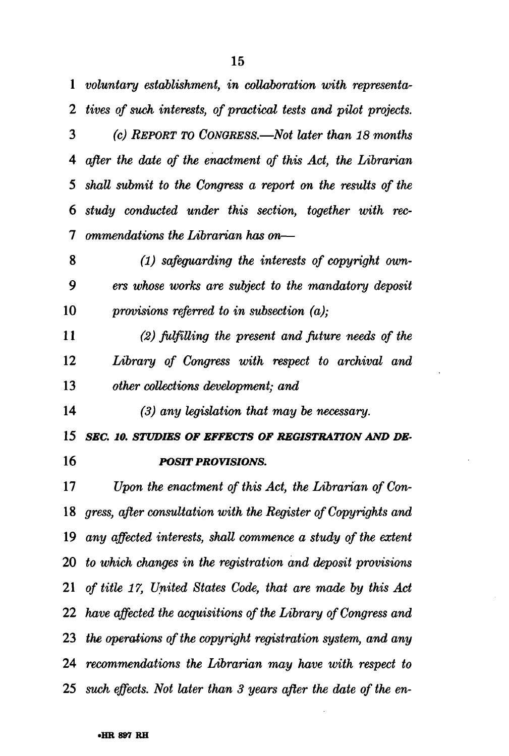*voluntary establishment, in collaboration with representatives of such interests, of practical tests and pilot projects.*

*(c) REPORT TO CONGRESS.—Not later than 18 months after the date of the enactment of this Act, the Librarian shall submit to the Congress a report on the results of the study conducted under this section, together with recommendations the Librarian has on—*

*(1) safeguarding the interests of copyright owners whose works are subject to the mandatory deposit provisions referred to in subsection (a);*

*(2) fulfilling the present and future needs of the Library of Congress with respect to archival and other collections development; and*

*(3) any legislation that may be necessary.*

***SEC. 10. STUDIES OF EFFECTS OF REGISTRATION AND DEPOSIT PROVISIONS.***

*Upon the enactment of this Act, the Librarian of Congress, after consultation with the Register of Copyrights and any affected interests, shall commence a study of the extent to which changes in the registration and deposit provisions of title 17, United States Code, that are made by this Act have affected the acquisitions of the Library of Congress and the operations of the copyright registration system, and any recommendations the Librarian may have with respect to such effects. Not later than 3 years after the date of the en-*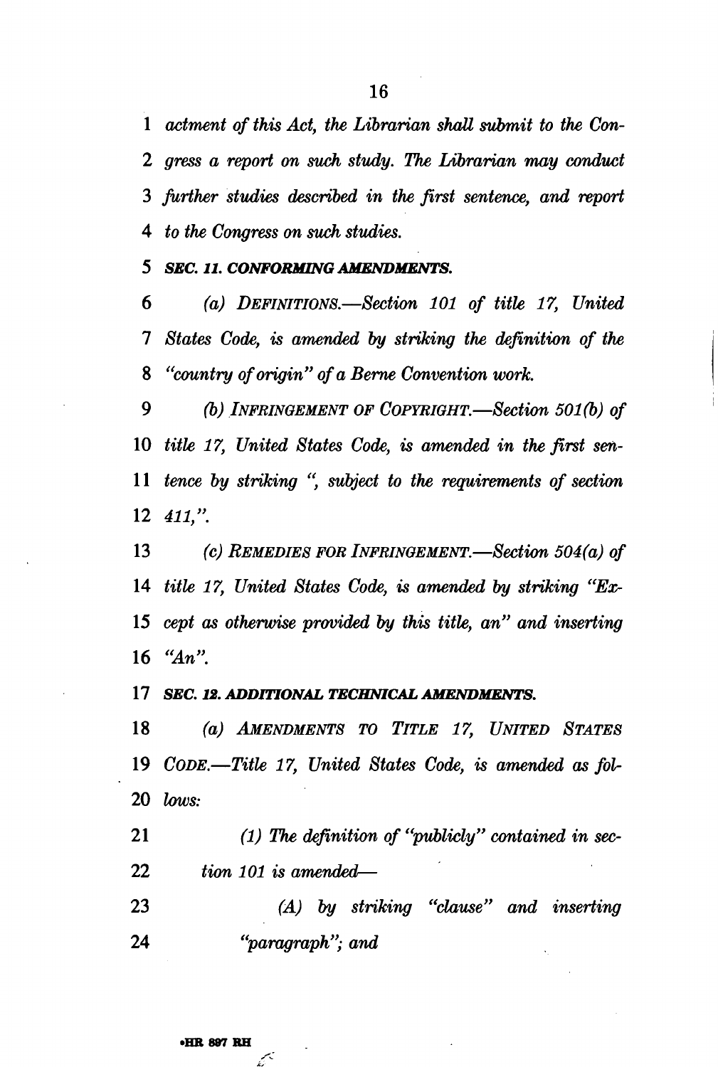*actment of this Act, the Librarian shall submit to the Congress a report on such study. The Librarian may conduct further studies described in the first sentence, and report to the Congress on such studies.*

***SEC. 11. CONFORMING AMENDMENTS.***

*(a) DEFINITIONS.—Section 101 of title 17, United States Code, is amended by striking the definition of the "country of origin" of a Berne Convention work.*

*(b) INFRINGEMENT OF COPYRIGHT.—Section 501(b) of title 17, United States Code, is amended in the first sentence by striking ", subject to the requirements of section 411,".*

*(c) REMEDIES FOR INFRINGEMENT.—Section 504(a) of title 17, United States Code, is amended by striking "Except as otherwise provided by this title, an" and inserting "An".*

***SEC. 12. ADDITIONAL TECHNICAL AMENDMENTS.***

*(a) AMENDMENTS TO TITLE 17, UNITED STATES CODE.—Title 17, United States Code, is amended as follows:*

*(1) The definition of "publicly" contained in section 101 is amended—*

*(A) by striking "clause" and inserting "paragraph"; and*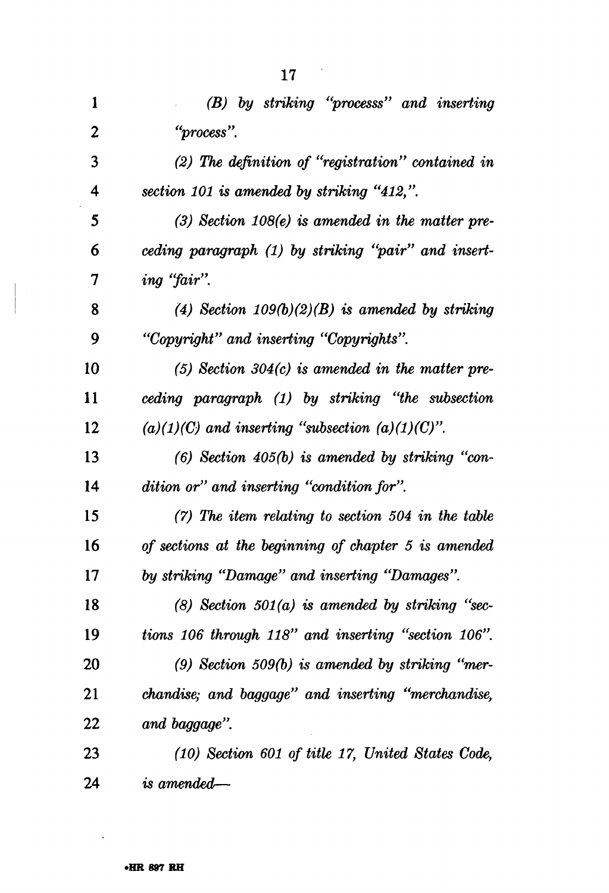*(B) by striking "processs" and inserting "process".*

*(2) The definition of "registration" contained in section 101 is amended by striking "412,".*

*(3) Section 108(e) is amended in the matter preceding paragraph (1) by striking "pair" and inserting "fair".*

*(4) Section 109(b)(2)(B) is amended by striking "Copyright" and inserting "Copyrights".*

*(5) Section 304(c) is amended in the matter preceding paragraph (1) by striking "the subsection (a)(1)(C) and inserting "subsection (a)(1)(C)".*

*(6) Section 405(b) is amended by striking "condition or" and inserting "condition for".*

*(7) The item relating to section 504 in the table of sections at the beginning of chapter 5 is amended by striking "Damage" and inserting "Damages".*

*(8) Section 501(a) is amended by striking "sections 106 through 118" and inserting "section 106".*

*(9) Section 509(b) is amended by striking "merchandise; and baggage" and inserting "merchandise, and baggage".*

*(10) Section 601 of title 17, United States Code, is amended—*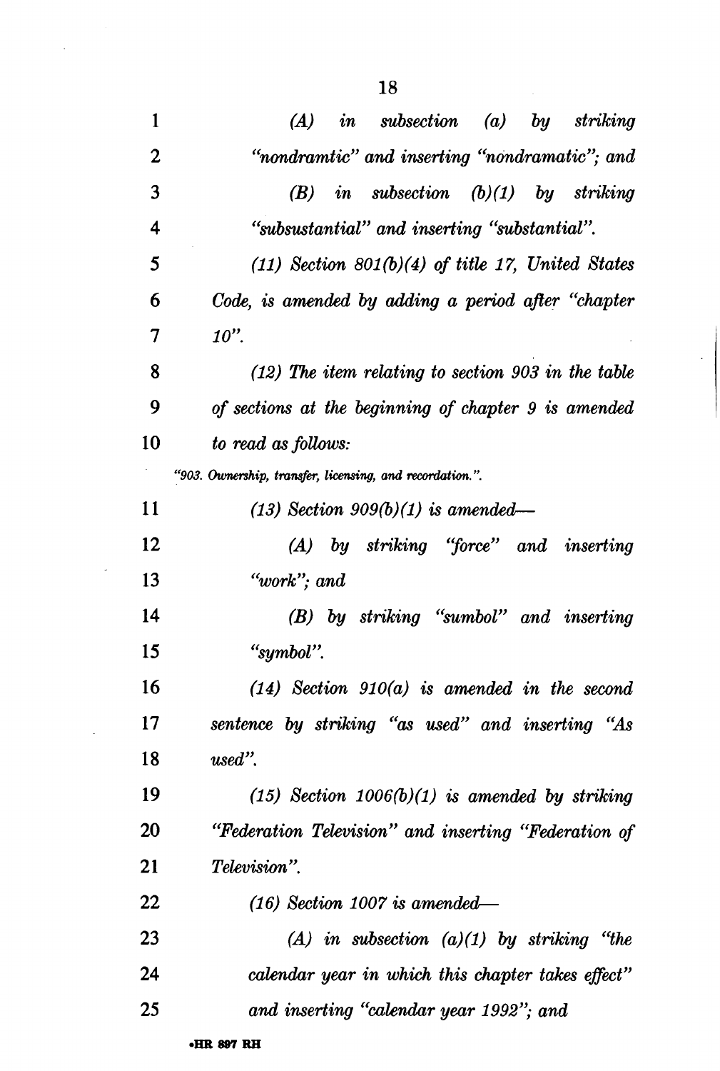*(A) in subsection (a) by striking "nondramtic" and inserting "nondramatic"; and*

*(B) in subsection (b)(1) by striking "subsustantial" and inserting "substantial".*

*(11) Section 801(b)(4) of title 17, United States Code, is amended by adding a period after "chapter 10".*

*(12) The item relating to section 903 in the table of sections at the beginning of chapter 9 is amended to read as follows:*

*"903. Ownership, transfer, licensing, and recordation.".*

*(13) Section 909(b)(1) is amended—*

*(A) by striking "force" and inserting "work"; and*

*(B) by striking "sumbol" and inserting "symbol".*

*(14) Section 910(a) is amended in the second sentence by striking "as used" and inserting "As used".*

*(15) Section 1006(b)(1) is amended by striking "Federation Television" and inserting "Federation of Television".*

*(16) Section 1007 is amended—*

*(A) in subsection (a)(1) by striking "the calendar year in which this chapter takes effect" and inserting "calendar year 1992"; and*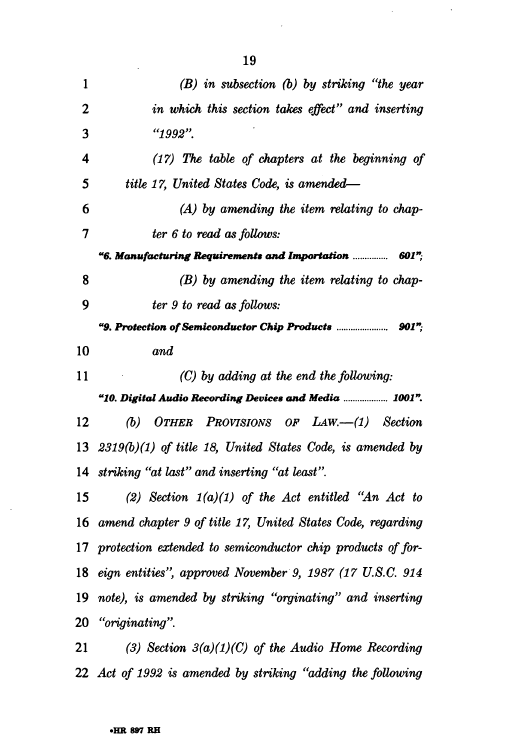*(B) in subsection (b) by striking "the year in which this section takes effect" and inserting "1992".*

*(17) The table of chapters at the beginning of title 17, United States Code, is amended—*

*(A) by amending the item relating to chapter 6 to read as follows:*

***"6. Manufacturing Requirements and Importation .............. 601";***

*(B) by amending the item relating to chapter 9 to read as follows:*

***"9. Protection of Semiconductor Chip Products ..................... 901";***

*and*

*(C) by adding at the end the following:*

***"10. Digital Audio Recording Devices and Media .................. 1001".***

*(b) OTHER PROVISIONS OF LAW.—(1) Section 2319(b)(1) of title 18, United States Code, is amended by striking "at last" and inserting "at least".*

*(2) Section 1(a)(1) of the Act entitled "An Act to amend chapter 9 of title 17, United States Code, regarding protection extended to semiconductor chip products of foreign entities", approved November 9, 1987 (17 U.S.C. 914 note), is amended by striking "orginating" and inserting "originating".*

*(3) Section 3(a)(1)(C) of the Audio Home Recording Act of 1992 is amended by striking "adding the following*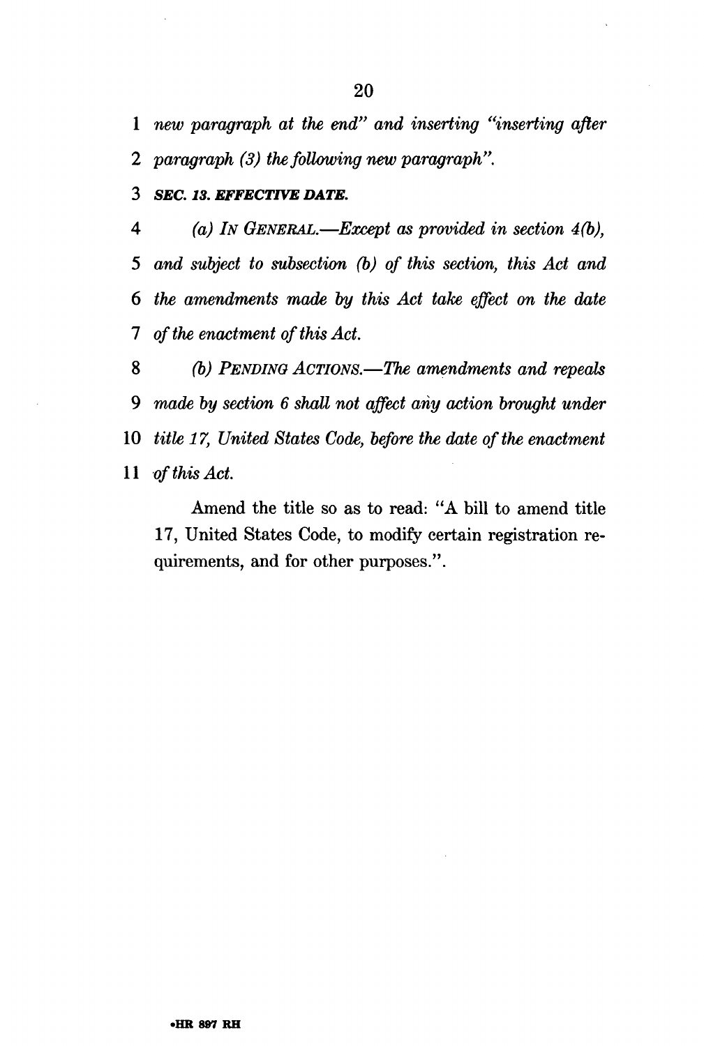*new paragraph at the end" and inserting "inserting after paragraph (3) the following new paragraph".*

***SEC. 13. EFFECTIVE DATE.***

*(a) IN GENERAL.—Except as provided in section 4(b), and subject to subsection (b) of this section, this Act and the amendments made by this Act take effect on the date of the enactment of this Act.*

*(b) PENDING ACTIONS.—The amendments and repeals made by section 6 shall not affect any action brought under title 17, United States Code, before the date of the enactment of this Act.*

Amend the title so as to read: "A bill to amend title 17, United States Code, to modify certain registration requirements, and for other purposes.".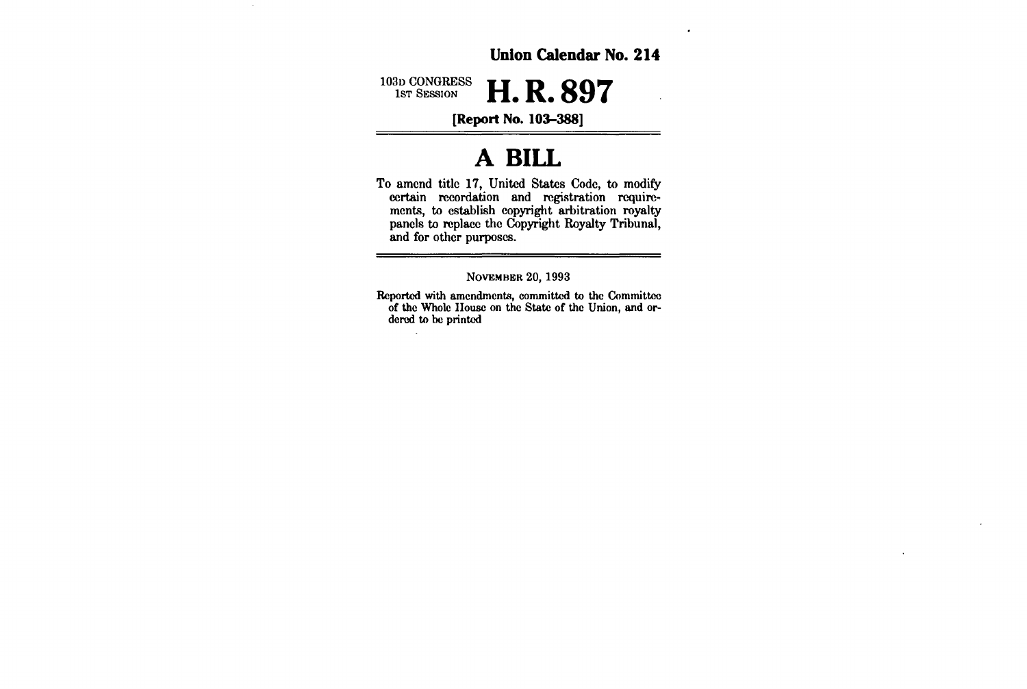**Union Calendar No. 214**

103D CONGRESS
1ST SESSION

# H. R. 897

**[Report No. 103–388]**

# A BILL

To amend title 17, United States Code, to modify certain recordation and registration requirements, to establish copyright arbitration royalty panels to replace the Copyright Royalty Tribunal, and for other purposes.

NOVEMBER 20, 1993

Reported with amendments, committed to the Committee of the Whole House on the State of the Union, and ordered to be printed